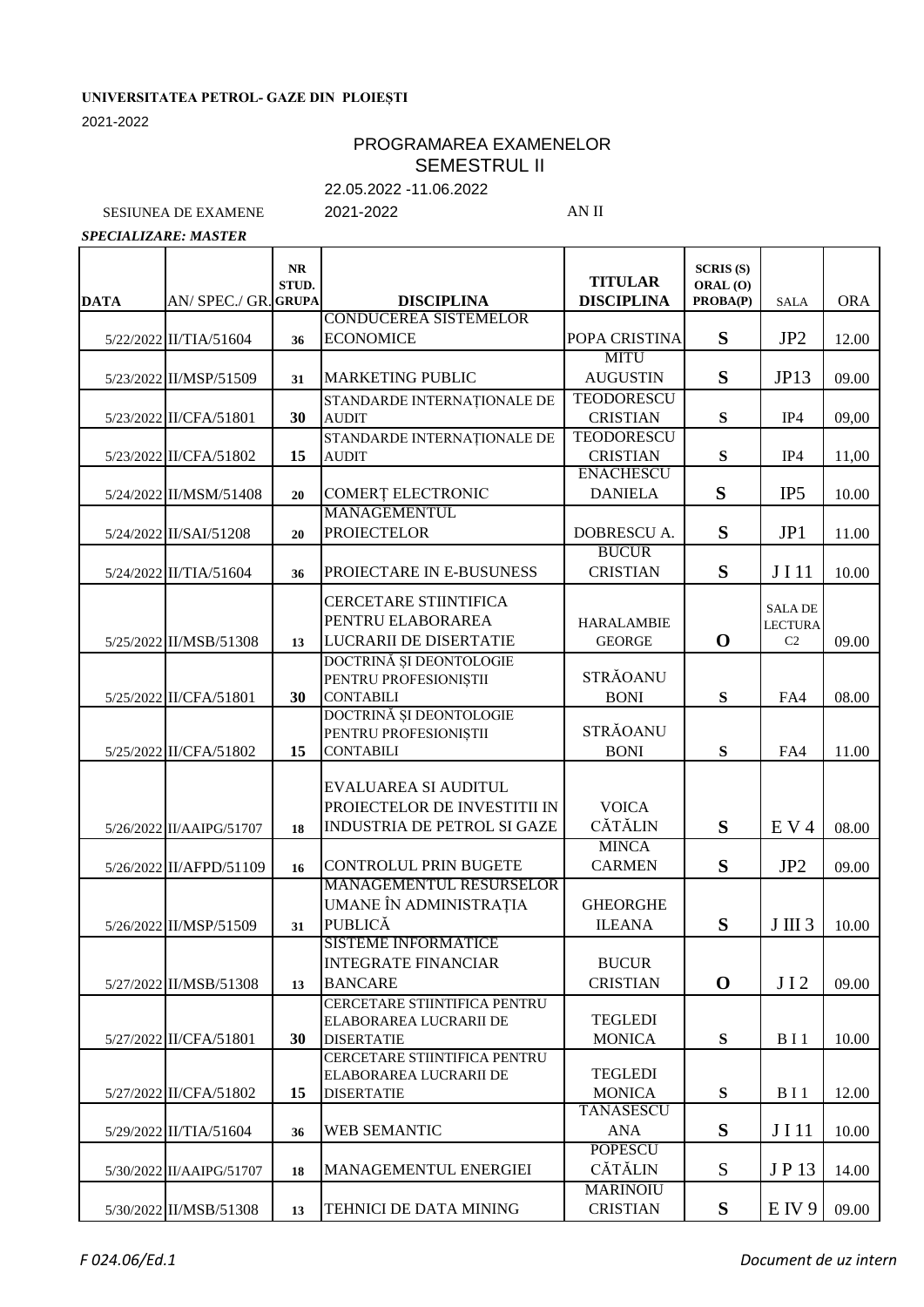**UNIVERSITATEA PETROL- GAZE DIN PLOIEȘTI**

2021-2022

# PROGRAMAREA EXAMENELOR
## SEMESTRUL II

22.05.2022 -11.06.2022

SESIUNEA DE EXAMENE 2021-2022 AN II

***SPECIALIZARE: MASTER***

| DATA | AN/ SPEC./ GR. | NR STUD. GRUPA | DISCIPLINA | TITULAR DISCIPLINA | SCRIS (S) ORAL (O) PROBA(P) | SALA | ORA |
|---|---|---|---|---|---|---|---|
| 5/22/2022 | II/TIA/51604 | 36 | CONDUCEREA SISTEMELOR ECONOMICE | POPA CRISTINA | S | JP2 | 12.00 |
| 5/23/2022 | II/MSP/51509 | 31 | MARKETING PUBLIC | MITU AUGUSTIN | S | JP13 | 09.00 |
| 5/23/2022 | II/CFA/51801 | 30 | STANDARDE INTERNAȚIONALE DE AUDIT | TEODORESCU CRISTIAN | S | IP4 | 09,00 |
| 5/23/2022 | II/CFA/51802 | 15 | STANDARDE INTERNAȚIONALE DE AUDIT | TEODORESCU CRISTIAN | S | IP4 | 11,00 |
| 5/24/2022 | II/MSM/51408 | 20 | COMERȚ ELECTRONIC | ENACHESCU DANIELA | S | IP5 | 10.00 |
| 5/24/2022 | II/SAI/51208 | 20 | MANAGEMENTUL PROIECTELOR | DOBRESCU A. | S | JP1 | 11.00 |
| 5/24/2022 | II/TIA/51604 | 36 | PROIECTARE IN E-BUSUNESS | BUCUR CRISTIAN | S | J I 11 | 10.00 |
| 5/25/2022 | II/MSB/51308 | 13 | CERCETARE STIINTIFICA PENTRU ELABORAREA LUCRARII DE DISERTATIE | HARALAMBIE GEORGE | O | SALA DE LECTURA C2 | 09.00 |
| 5/25/2022 | II/CFA/51801 | 30 | DOCTRINĂ ȘI DEONTOLOGIE PENTRU PROFESIONIȘTII CONTABILI | STRĂOANU BONI | S | FA4 | 08.00 |
| 5/25/2022 | II/CFA/51802 | 15 | DOCTRINĂ ȘI DEONTOLOGIE PENTRU PROFESIONIȘTII CONTABILI | STRĂOANU BONI | S | FA4 | 11.00 |
| 5/26/2022 | II/AAIPG/51707 | 18 | EVALUAREA SI AUDITUL PROIECTELOR DE INVESTITII IN INDUSTRIA DE PETROL SI GAZE | VOICA CĂTĂLIN | S | E V 4 | 08.00 |
| 5/26/2022 | II/AFPD/51109 | 16 | CONTROLUL PRIN BUGETE | MINCA CARMEN | S | JP2 | 09.00 |
| 5/26/2022 | II/MSP/51509 | 31 | MANAGEMENTUL RESURSELOR UMANE ÎN ADMINISTRAȚIA PUBLICĂ | GHEORGHE ILEANA | S | J III 3 | 10.00 |
| 5/27/2022 | II/MSB/51308 | 13 | SISTEME INFORMATICE INTEGRATE FINANCIAR BANCARE | BUCUR CRISTIAN | O | J I 2 | 09.00 |
| 5/27/2022 | II/CFA/51801 | 30 | CERCETARE STIINTIFICA PENTRU ELABORAREA LUCRARII DE DISERTATIE | TEGLEDI MONICA | S | B I 1 | 10.00 |
| 5/27/2022 | II/CFA/51802 | 15 | CERCETARE STIINTIFICA PENTRU ELABORAREA LUCRARII DE DISERTATIE | TEGLEDI MONICA | S | B I 1 | 12.00 |
| 5/29/2022 | II/TIA/51604 | 36 | WEB SEMANTIC | TANASESCU ANA | S | J I 11 | 10.00 |
| 5/30/2022 | II/AAIPG/51707 | 18 | MANAGEMENTUL ENERGIEI | POPESCU CĂTĂLIN | S | J P 13 | 14.00 |
| 5/30/2022 | II/MSB/51308 | 13 | TEHNICI DE DATA MINING | MARINOIU CRISTIAN | S | E IV 9 | 09.00 |

*F 024.06/Ed.1* *Document de uz intern*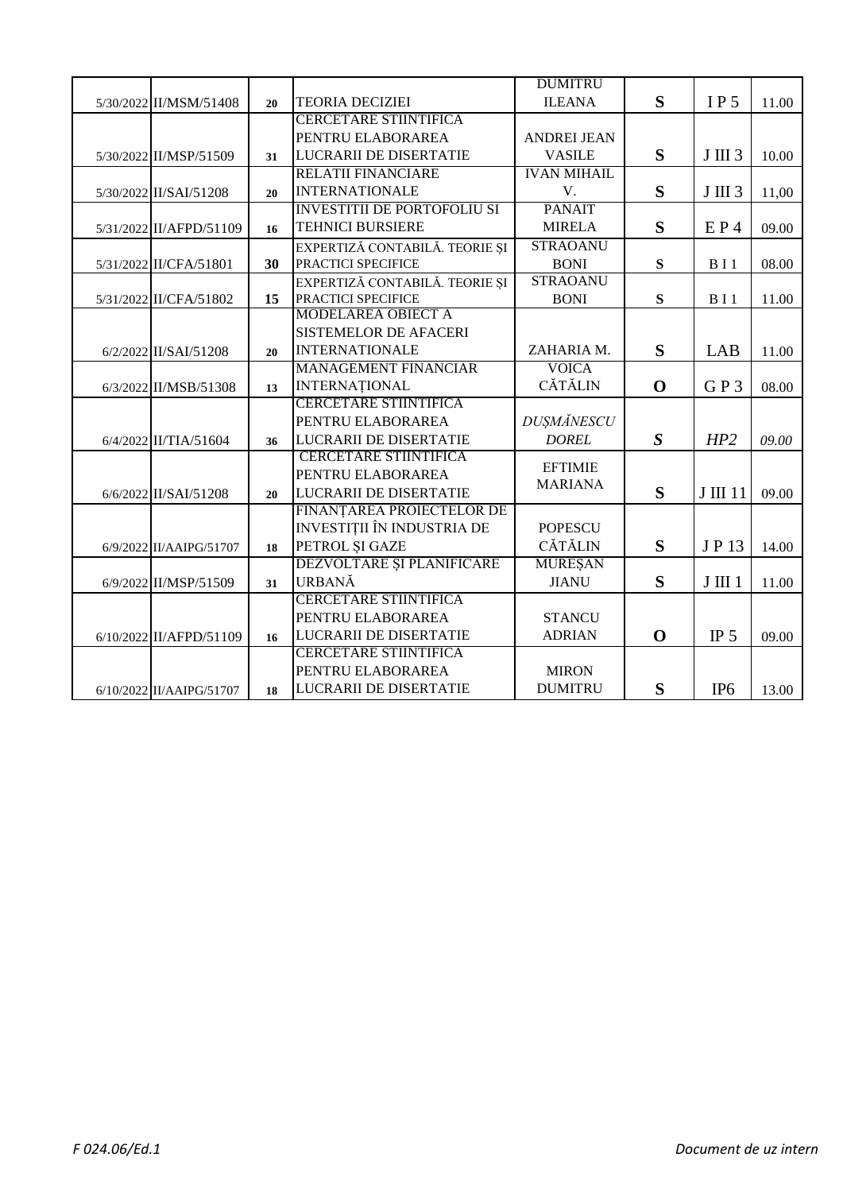| | | | | | | | |
|---|---|---|---|---|---|---|---|
| 5/30/2022 | II/MSM/51408 | **20** | TEORIA DECIZIEI | DUMITRU ILEANA | **S** | I P 5 | 11.00 |
| 5/30/2022 | II/MSP/51509 | **31** | CERCETARE STIINTIFICA PENTRU ELABORAREA LUCRARII DE DISERTATIE | ANDREI JEAN VASILE | **S** | J III 3 | 10.00 |
| 5/30/2022 | II/SAI/51208 | **20** | RELATII FINANCIARE INTERNATIONALE | IVAN MIHAIL V. | **S** | J III 3 | 11,00 |
| 5/31/2022 | II/AFPD/51109 | **16** | INVESTITII DE PORTOFOLIU SI TEHNICI BURSIERE | PANAIT MIRELA | **S** | E P 4 | 09.00 |
| 5/31/2022 | II/CFA/51801 | **30** | EXPERTIZĂ CONTABILĂ. TEORIE ȘI PRACTICI SPECIFICE | STRAOANU BONI | **S** | B I 1 | 08.00 |
| 5/31/2022 | II/CFA/51802 | **15** | EXPERTIZĂ CONTABILĂ. TEORIE ȘI PRACTICI SPECIFICE | STRAOANU BONI | **S** | B I 1 | 11.00 |
| 6/2/2022 | II/SAI/51208 | **20** | MODELAREA OBIECT A SISTEMELOR DE AFACERI INTERNATIONALE | ZAHARIA M. | **S** | LAB | 11.00 |
| 6/3/2022 | II/MSB/51308 | **13** | MANAGEMENT FINANCIAR INTERNAȚIONAL | VOICA CĂTĂLIN | **O** | G P 3 | 08.00 |
| 6/4/2022 | II/TIA/51604 | **36** | CERCETARE STIINTIFICA PENTRU ELABORAREA LUCRARII DE DISERTATIE | *DUȘMĂNESCU DOREL* | ***S*** | *HP2* | *09.00* |
| 6/6/2022 | II/SAI/51208 | **20** | CERCETARE STIINTIFICA PENTRU ELABORAREA LUCRARII DE DISERTATIE | EFTIMIE MARIANA | **S** | J III 11 | 09.00 |
| 6/9/2022 | II/AAIPG/51707 | **18** | FINANȚAREA PROIECTELOR DE INVESTIȚII ÎN INDUSTRIA DE PETROL ȘI GAZE | POPESCU CĂTĂLIN | **S** | J P 13 | 14.00 |
| 6/9/2022 | II/MSP/51509 | **31** | DEZVOLTARE ȘI PLANIFICARE URBANĂ | MUREȘAN JIANU | **S** | J III 1 | 11.00 |
| 6/10/2022 | II/AFPD/51109 | **16** | CERCETARE STIINTIFICA PENTRU ELABORAREA LUCRARII DE DISERTATIE | STANCU ADRIAN | **O** | IP 5 | 09.00 |
| 6/10/2022 | II/AAIPG/51707 | **18** | CERCETARE STIINTIFICA PENTRU ELABORAREA LUCRARII DE DISERTATIE | MIRON DUMITRU | **S** | IP6 | 13.00 |